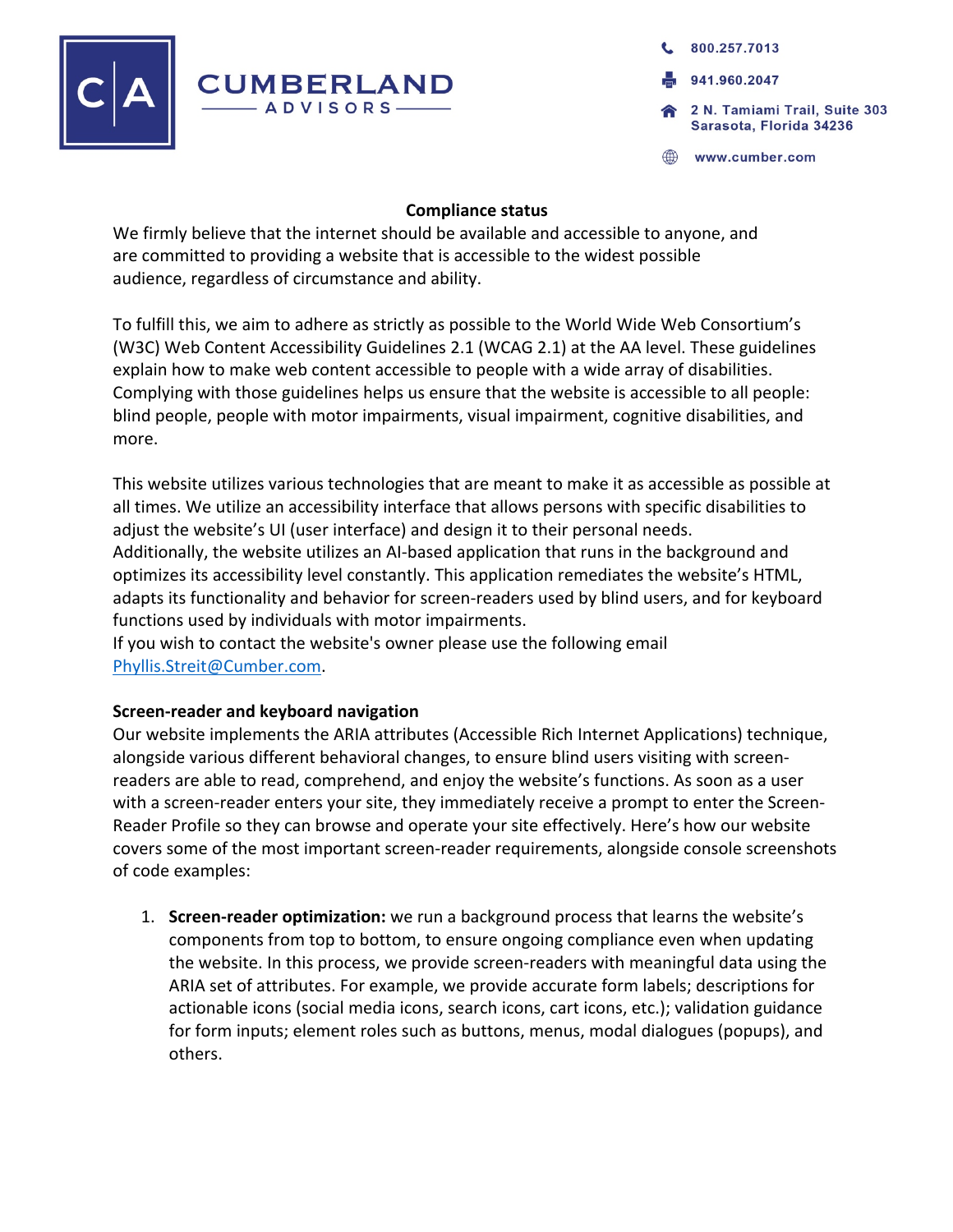CUMBERLAND ADVISORS

800.257.7013

941.960.2047

2 N. Tamiami Trail, Suite 303
Sarasota, Florida 34236

www.cumber.com

## Compliance status

We firmly believe that the internet should be available and accessible to anyone, and are committed to providing a website that is accessible to the widest possible audience, regardless of circumstance and ability.

To fulfill this, we aim to adhere as strictly as possible to the World Wide Web Consortium's (W3C) Web Content Accessibility Guidelines 2.1 (WCAG 2.1) at the AA level. These guidelines explain how to make web content accessible to people with a wide array of disabilities. Complying with those guidelines helps us ensure that the website is accessible to all people: blind people, people with motor impairments, visual impairment, cognitive disabilities, and more.

This website utilizes various technologies that are meant to make it as accessible as possible at all times. We utilize an accessibility interface that allows persons with specific disabilities to adjust the website's UI (user interface) and design it to their personal needs.
Additionally, the website utilizes an AI-based application that runs in the background and optimizes its accessibility level constantly. This application remediates the website's HTML, adapts its functionality and behavior for screen-readers used by blind users, and for keyboard functions used by individuals with motor impairments.
If you wish to contact the website's owner please use the following email Phyllis.Streit@Cumber.com.

**Screen-reader and keyboard navigation**

Our website implements the ARIA attributes (Accessible Rich Internet Applications) technique, alongside various different behavioral changes, to ensure blind users visiting with screen-readers are able to read, comprehend, and enjoy the website's functions. As soon as a user with a screen-reader enters your site, they immediately receive a prompt to enter the Screen-Reader Profile so they can browse and operate your site effectively. Here's how our website covers some of the most important screen-reader requirements, alongside console screenshots of code examples:

1. **Screen-reader optimization:** we run a background process that learns the website's components from top to bottom, to ensure ongoing compliance even when updating the website. In this process, we provide screen-readers with meaningful data using the ARIA set of attributes. For example, we provide accurate form labels; descriptions for actionable icons (social media icons, search icons, cart icons, etc.); validation guidance for form inputs; element roles such as buttons, menus, modal dialogues (popups), and others.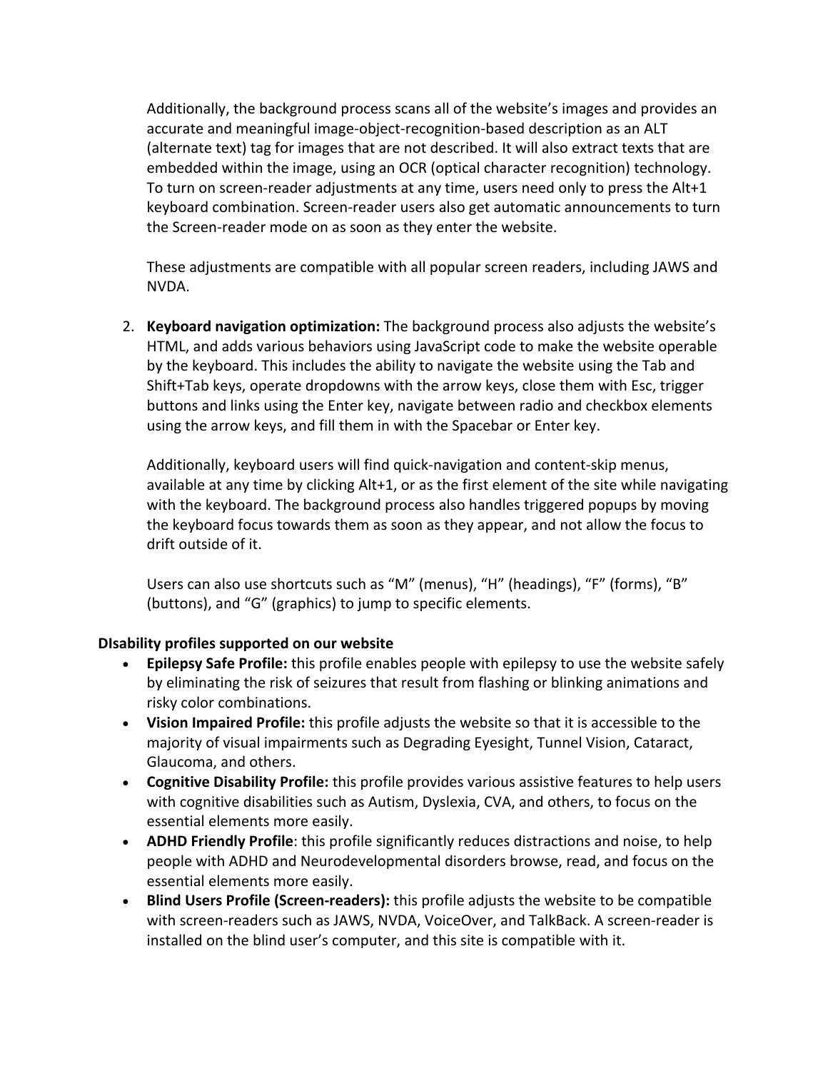Additionally, the background process scans all of the website's images and provides an accurate and meaningful image-object-recognition-based description as an ALT (alternate text) tag for images that are not described. It will also extract texts that are embedded within the image, using an OCR (optical character recognition) technology. To turn on screen-reader adjustments at any time, users need only to press the Alt+1 keyboard combination. Screen-reader users also get automatic announcements to turn the Screen-reader mode on as soon as they enter the website.

These adjustments are compatible with all popular screen readers, including JAWS and NVDA.

2. **Keyboard navigation optimization:** The background process also adjusts the website's HTML, and adds various behaviors using JavaScript code to make the website operable by the keyboard. This includes the ability to navigate the website using the Tab and Shift+Tab keys, operate dropdowns with the arrow keys, close them with Esc, trigger buttons and links using the Enter key, navigate between radio and checkbox elements using the arrow keys, and fill them in with the Spacebar or Enter key.

   Additionally, keyboard users will find quick-navigation and content-skip menus, available at any time by clicking Alt+1, or as the first element of the site while navigating with the keyboard. The background process also handles triggered popups by moving the keyboard focus towards them as soon as they appear, and not allow the focus to drift outside of it.

   Users can also use shortcuts such as "M" (menus), "H" (headings), "F" (forms), "B" (buttons), and "G" (graphics) to jump to specific elements.

**DIsability profiles supported on our website**

- **Epilepsy Safe Profile:** this profile enables people with epilepsy to use the website safely by eliminating the risk of seizures that result from flashing or blinking animations and risky color combinations.
- **Vision Impaired Profile:** this profile adjusts the website so that it is accessible to the majority of visual impairments such as Degrading Eyesight, Tunnel Vision, Cataract, Glaucoma, and others.
- **Cognitive Disability Profile:** this profile provides various assistive features to help users with cognitive disabilities such as Autism, Dyslexia, CVA, and others, to focus on the essential elements more easily.
- **ADHD Friendly Profile**: this profile significantly reduces distractions and noise, to help people with ADHD and Neurodevelopmental disorders browse, read, and focus on the essential elements more easily.
- **Blind Users Profile (Screen-readers):** this profile adjusts the website to be compatible with screen-readers such as JAWS, NVDA, VoiceOver, and TalkBack. A screen-reader is installed on the blind user's computer, and this site is compatible with it.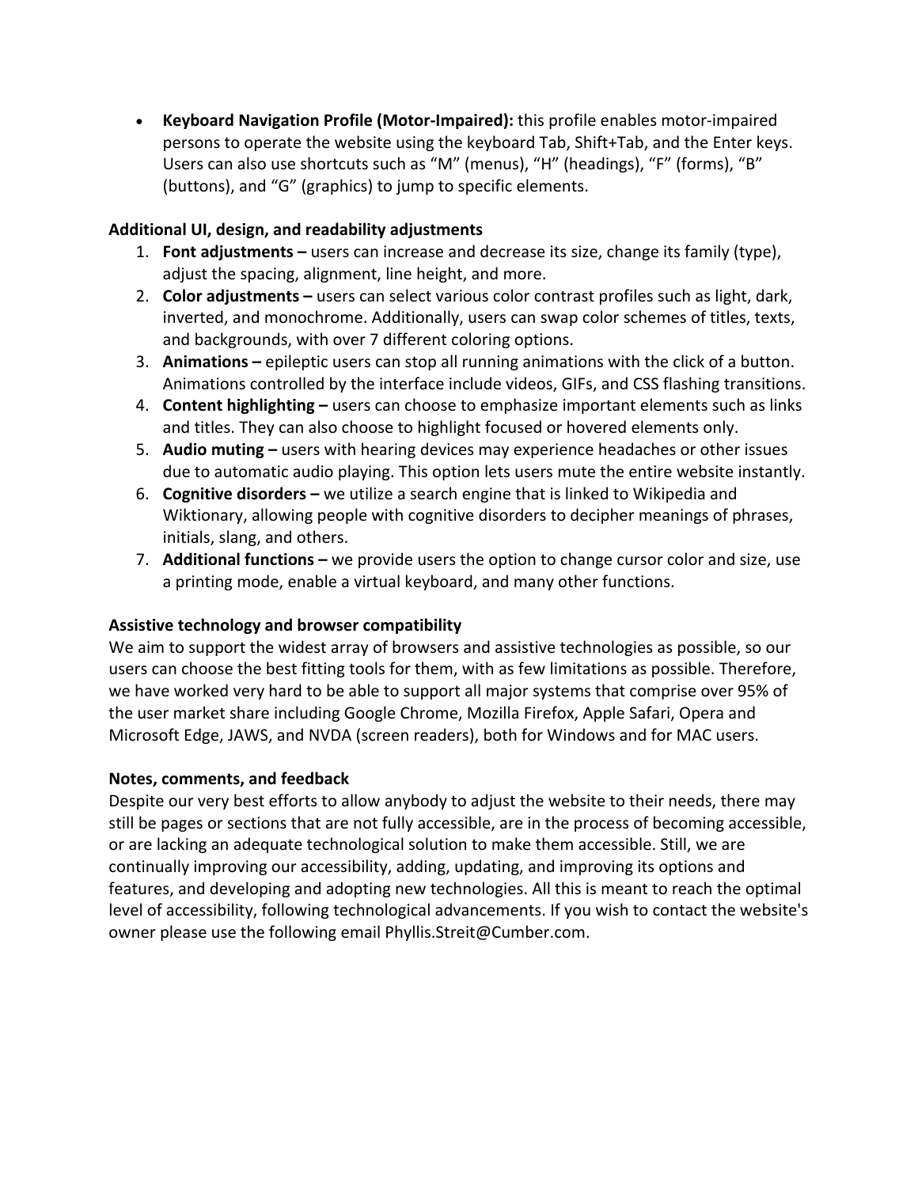- **Keyboard Navigation Profile (Motor-Impaired):** this profile enables motor-impaired persons to operate the website using the keyboard Tab, Shift+Tab, and the Enter keys. Users can also use shortcuts such as “M” (menus), “H” (headings), “F” (forms), “B” (buttons), and “G” (graphics) to jump to specific elements.

**Additional UI, design, and readability adjustments**

1. **Font adjustments –** users can increase and decrease its size, change its family (type), adjust the spacing, alignment, line height, and more.
2. **Color adjustments –** users can select various color contrast profiles such as light, dark, inverted, and monochrome. Additionally, users can swap color schemes of titles, texts, and backgrounds, with over 7 different coloring options.
3. **Animations –** epileptic users can stop all running animations with the click of a button. Animations controlled by the interface include videos, GIFs, and CSS flashing transitions.
4. **Content highlighting –** users can choose to emphasize important elements such as links and titles. They can also choose to highlight focused or hovered elements only.
5. **Audio muting –** users with hearing devices may experience headaches or other issues due to automatic audio playing. This option lets users mute the entire website instantly.
6. **Cognitive disorders –** we utilize a search engine that is linked to Wikipedia and Wiktionary, allowing people with cognitive disorders to decipher meanings of phrases, initials, slang, and others.
7. **Additional functions –** we provide users the option to change cursor color and size, use a printing mode, enable a virtual keyboard, and many other functions.

**Assistive technology and browser compatibility**

We aim to support the widest array of browsers and assistive technologies as possible, so our users can choose the best fitting tools for them, with as few limitations as possible. Therefore, we have worked very hard to be able to support all major systems that comprise over 95% of the user market share including Google Chrome, Mozilla Firefox, Apple Safari, Opera and Microsoft Edge, JAWS, and NVDA (screen readers), both for Windows and for MAC users.

**Notes, comments, and feedback**

Despite our very best efforts to allow anybody to adjust the website to their needs, there may still be pages or sections that are not fully accessible, are in the process of becoming accessible, or are lacking an adequate technological solution to make them accessible. Still, we are continually improving our accessibility, adding, updating, and improving its options and features, and developing and adopting new technologies. All this is meant to reach the optimal level of accessibility, following technological advancements. If you wish to contact the website's owner please use the following email Phyllis.Streit@Cumber.com.